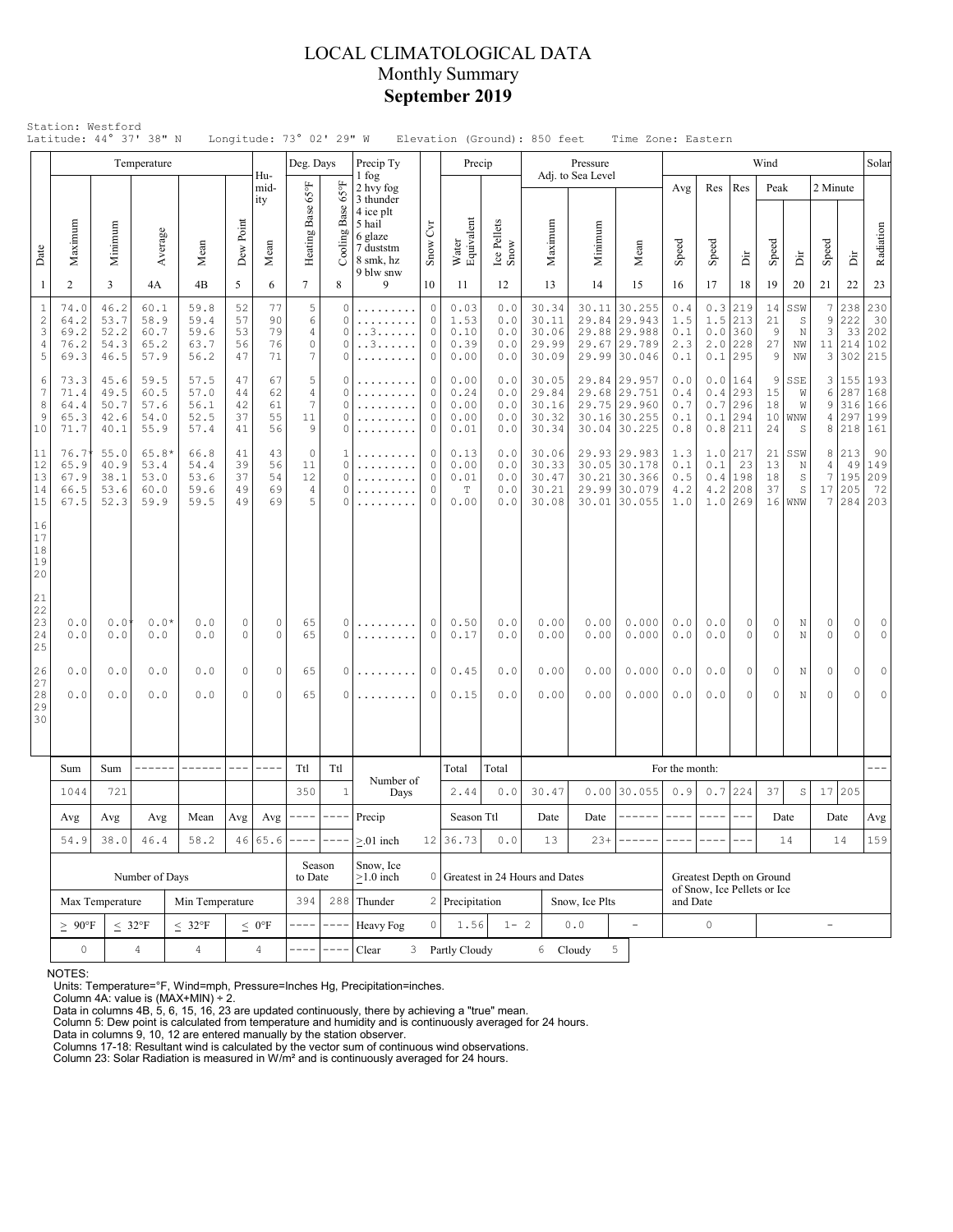# LOCAL CLIMATOLOGICAL DATA
## Monthly Summary
## September 2019

Station: Westford
Latitude: 44° 37' 38" N    Longitude: 73° 02' 29" W    Elevation (Ground): 850 feet    Time Zone: Eastern

| Date | Temperature Maximum | Temperature Minimum | Temperature Average | Temperature Mean | Dew Point | Humidity Mean | Deg. Days Heating Base 65°F | Deg. Days Cooling Base 65°F | Precip Ty | Snow Cvr | Precip Water Equivalent | Precip Ice Pellets Snow | Pressure Adj. to Sea Level Maximum | Pressure Minimum | Pressure Mean | Wind Avg Speed | Wind Res Speed | Wind Res Dir | Wind Peak Speed | Wind Peak Dir | Wind 2 Minute Speed | Wind 2 Minute Dir | Solar Radiation |
|---|---|---|---|---|---|---|---|---|---|---|---|---|---|---|---|---|---|---|---|---|---|---|---|
| 1 | 2 | 3 | 4A | 4B | 5 | 6 | 7 | 8 | 9 | 10 | 11 | 12 | 13 | 14 | 15 | 16 | 17 | 18 | 19 | 20 | 21 | 22 | 23 |
| 1 | 74.0 | 46.2 | 60.1 | 59.8 | 52 | 77 | 5 | 0 | ......... | 0 | 0.03 | 0.0 | 30.34 | 30.11 | 30.255 | 0.4 | 0.3 | 219 | 14 | SSW | 7 | 238 | 230 |
| 2 | 64.2 | 53.7 | 58.9 | 59.4 | 57 | 90 | 6 | 0 | ......... | 0 | 1.53 | 0.0 | 30.11 | 29.84 | 29.943 | 1.5 | 1.5 | 213 | 21 | S | 9 | 222 | 30 |
| 3 | 69.2 | 52.2 | 60.7 | 59.6 | 53 | 79 | 4 | 0 | ..3...... | 0 | 0.10 | 0.0 | 30.06 | 29.88 | 29.988 | 0.1 | 0.0 | 360 | 9 | N | 3 | 33 | 202 |
| 4 | 76.2 | 54.3 | 65.2 | 63.7 | 56 | 76 | 0 | 0 | ..3...... | 0 | 0.39 | 0.0 | 29.99 | 29.67 | 29.789 | 2.3 | 2.0 | 228 | 27 | NW | 11 | 214 | 102 |
| 5 | 69.3 | 46.5 | 57.9 | 56.2 | 47 | 71 | 7 | 0 | ......... | 0 | 0.00 | 0.0 | 30.09 | 29.99 | 30.046 | 0.1 | 0.1 | 295 | 9 | NW | 3 | 302 | 215 |
| 6 | 73.3 | 45.6 | 59.5 | 57.5 | 47 | 67 | 5 | 0 | ......... | 0 | 0.00 | 0.0 | 30.05 | 29.84 | 29.957 | 0.0 | 0.0 | 164 | 9 | SSE | 3 | 155 | 193 |
| 7 | 71.4 | 49.5 | 60.5 | 57.0 | 44 | 62 | 4 | 0 | ......... | 0 | 0.24 | 0.0 | 29.84 | 29.68 | 29.751 | 0.4 | 0.4 | 293 | 15 | W | 6 | 287 | 168 |
| 8 | 64.4 | 50.7 | 57.6 | 56.1 | 42 | 61 | 7 | 0 | ......... | 0 | 0.00 | 0.0 | 30.16 | 29.75 | 29.960 | 0.7 | 0.7 | 296 | 18 | W | 9 | 316 | 166 |
| 9 | 65.3 | 42.6 | 54.0 | 52.5 | 37 | 55 | 11 | 0 | ......... | 0 | 0.00 | 0.0 | 30.32 | 30.16 | 30.255 | 0.1 | 0.1 | 294 | 10 | WNW | 4 | 297 | 199 |
| 10 | 71.7 | 40.1 | 55.9 | 57.4 | 41 | 56 | 9 | 0 | ......... | 0 | 0.01 | 0.0 | 30.34 | 30.04 | 30.225 | 0.8 | 0.8 | 211 | 24 | S | 8 | 218 | 161 |
| 11 | 76.7* | 55.0 | 65.8* | 66.8 | 41 | 43 | 0 | 1 | ......... | 0 | 0.13 | 0.0 | 30.06 | 29.93 | 29.983 | 1.3 | 1.0 | 217 | 21 | SSW | 8 | 213 | 90 |
| 12 | 65.9 | 40.9 | 53.4 | 54.4 | 39 | 56 | 11 | 0 | ......... | 0 | 0.00 | 0.0 | 30.33 | 30.05 | 30.178 | 0.1 | 0.1 | 23 | 13 | N | 4 | 49 | 149 |
| 13 | 67.9 | 38.1 | 53.0 | 53.6 | 37 | 54 | 12 | 0 | ......... | 0 | 0.01 | 0.0 | 30.47 | 30.21 | 30.366 | 0.5 | 0.4 | 198 | 18 | S | 7 | 195 | 209 |
| 14 | 66.5 | 53.6 | 60.0 | 59.6 | 49 | 69 | 4 | 0 | ......... | 0 | T | 0.0 | 30.21 | 29.99 | 30.079 | 4.2 | 4.2 | 208 | 37 | S | 17 | 205 | 72 |
| 15 | 67.5 | 52.3 | 59.9 | 59.5 | 49 | 69 | 5 | 0 | ......... | 0 | 0.00 | 0.0 | 30.08 | 30.01 | 30.055 | 1.0 | 1.0 | 269 | 16 | WNW | 7 | 284 | 203 |
| 16 | | | | | | | | | | | | | | | | | | | | | | | |
| 17 | | | | | | | | | | | | | | | | | | | | | | | |
| 18 | | | | | | | | | | | | | | | | | | | | | | | |
| 19 | | | | | | | | | | | | | | | | | | | | | | | |
| 20 | | | | | | | | | | | | | | | | | | | | | | | |
| 21 | | | | | | | | | | | | | | | | | | | | | | | |
| 22 | | | | | | | | | | | | | | | | | | | | | | | |
| 23 | 0.0 | 0.0* | 0.0* | 0.0 | 0 | 0 | 65 | 0 | ......... | 0 | 0.50 | 0.0 | 0.00 | 0.00 | 0.000 | 0.0 | 0.0 | 0 | 0 | N | 0 | 0 | 0 |
| 24 | 0.0 | 0.0 | 0.0 | 0.0 | 0 | 0 | 65 | 0 | ......... | 0 | 0.17 | 0.0 | 0.00 | 0.00 | 0.000 | 0.0 | 0.0 | 0 | 0 | N | 0 | 0 | 0 |
| 25 | | | | | | | | | | | | | | | | | | | | | | | |
| 26 | 0.0 | 0.0 | 0.0 | 0.0 | 0 | 0 | 65 | 0 | ......... | 0 | 0.45 | 0.0 | 0.00 | 0.00 | 0.000 | 0.0 | 0.0 | 0 | 0 | N | 0 | 0 | 0 |
| 27 | | | | | | | | | | | | | | | | | | | | | | | |
| 28 | 0.0 | 0.0 | 0.0 | 0.0 | 0 | 0 | 65 | 0 | ......... | 0 | 0.15 | 0.0 | 0.00 | 0.00 | 0.000 | 0.0 | 0.0 | 0 | 0 | N | 0 | 0 | 0 |
| 29 | | | | | | | | | | | | | | | | | | | | | | | |
| 30 | | | | | | | | | | | | | | | | | | | | | | | |

| Sum | Sum | ------ | ------ | --- | ---- | Ttl | Ttl | Number of Days | | Total | Total | For the month: | | | | | | | | | | --- |
|---|---|---|---|---|---|---|---|---|---|---|---|---|---|---|---|---|---|---|---|---|---|---|
| 1044 | 721 | | | | | 350 | 1 | | | 2.44 | 0.0 | 30.47 | 0.00 | 30.055 | 0.9 | 0.7 | 224 | 37 | S | 17 | 205 | |
| Avg | Avg | Avg | Mean | Avg | Avg | ---- | ---- | Precip | | Season Ttl | | Date | Date | ------ | ---- | ---- | --- | Date | | Date | | Avg |
| 54.9 | 38.0 | 46.4 | 58.2 | 46 | 65.6 | ---- | ---- | ≥.01 inch | 12 | 36.73 | 0.0 | 13 | 23+ | ------ | ---- | ---- | --- | 14 | | 14 | | 159 |

| Number of Days | | | | Season to Date | | Snow, Ice ≥1.0 inch | 0 | Greatest in 24 Hours and Dates | | | | Greatest Depth on Ground of Snow, Ice Pellets or Ice and Date | |
|---|---|---|---|---|---|---|---|---|---|---|---|---|---|
| Max Temperature | | Min Temperature | | 394 | 288 | Thunder | 2 | Precipitation | | Snow, Ice Plts | | | |
| ≥ 90°F | ≤ 32°F | ≤ 32°F | ≤ 0°F | ---- | ---- | Heavy Fog | 0 | 1.56 | 1- 2 | 0.0 | - | 0 | - |
| 0 | 4 | 4 | 4 | ---- | ---- | Clear | 3 | Partly Cloudy | 6 | Cloudy | 5 | | |

NOTES:
Units: Temperature=°F, Wind=mph, Pressure=Inches Hg, Precipitation=inches.
Column 4A: value is (MAX+MIN) ÷ 2.
Data in columns 4B, 5, 6, 15, 16, 23 are updated continuously, there by achieving a "true" mean.
Column 5: Dew point is calculated from temperature and humidity and is continuously averaged for 24 hours.
Data in columns 9, 10, 12 are entered manually by the station observer.
Columns 17-18: Resultant wind is calculated by the vector sum of continuous wind observations.
Column 23: Solar Radiation is measured in W/m² and is continuously averaged for 24 hours.

Precip Ty legend: 1 fog, 2 hvy fog, 3 thunder, 4 ice plt, 5 hail, 6 glaze, 7 duststm, 8 smk, hz, 9 blw snw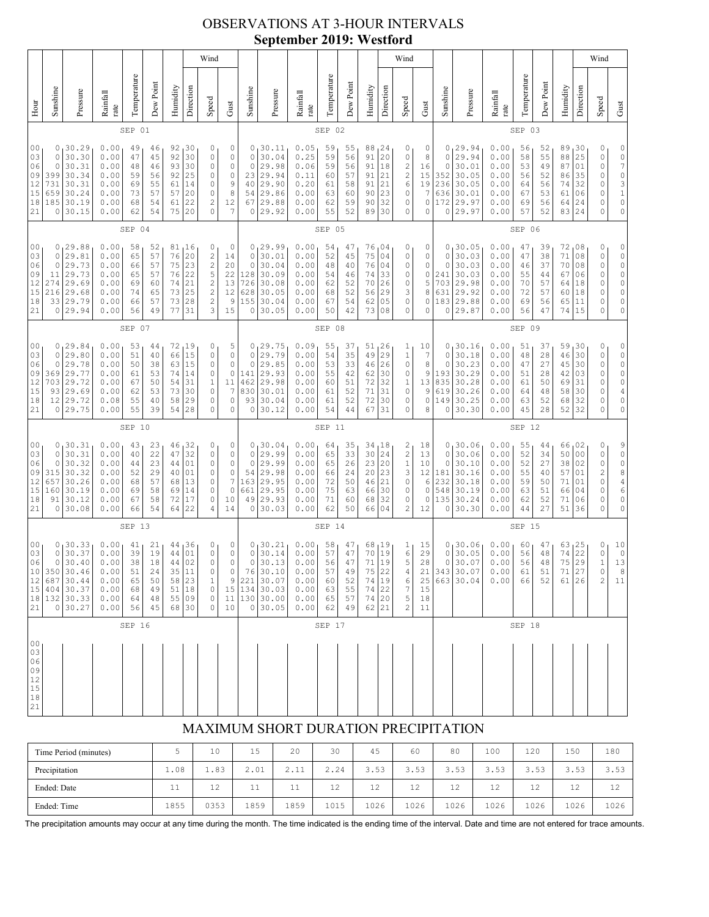# OBSERVATIONS AT 3-HOUR INTERVALS
## September 2019: Westford

### SEP 01 / SEP 02 / SEP 03

| Hour | Sunshine | Pressure | Rainfall rate | Temperature | Dew Point | Humidity | Wind Direction | Wind Speed | Wind Gust | Sunshine | Pressure | Rainfall rate | Temperature | Dew Point | Humidity | Wind Direction | Wind Speed | Wind Gust | Sunshine | Pressure | Rainfall rate | Temperature | Dew Point | Humidity | Wind Direction | Wind Speed | Wind Gust |
|---|---|---|---|---|---|---|---|---|---|---|---|---|---|---|---|---|---|---|---|---|---|---|---|---|---|---|---|
| 00 | 0 | 30.29 | 0.00 | 49 | 46 | 92 | 30 | 0 | 0 | 0 | 30.11 | 0.05 | 59 | 55 | 88 | 24 | 0 | 0 | 0 | 29.94 | 0.00 | 56 | 52 | 89 | 30 | 0 | 0 |
| 03 | 0 | 30.30 | 0.00 | 47 | 45 | 92 | 30 | 0 | 0 | 0 | 30.04 | 0.25 | 59 | 56 | 91 | 20 | 0 | 8 | 0 | 29.94 | 0.00 | 58 | 55 | 88 | 25 | 0 | 0 |
| 06 | 0 | 30.31 | 0.00 | 48 | 46 | 93 | 30 | 0 | 0 | 0 | 29.98 | 0.06 | 59 | 56 | 91 | 18 | 2 | 16 | 0 | 30.01 | 0.00 | 53 | 49 | 87 | 01 | 0 | 7 |
| 09 | 399 | 30.34 | 0.00 | 59 | 56 | 92 | 25 | 0 | 0 | 23 | 29.94 | 0.11 | 60 | 57 | 91 | 21 | 2 | 15 | 352 | 30.05 | 0.00 | 56 | 52 | 86 | 35 | 0 | 0 |
| 12 | 731 | 30.31 | 0.00 | 69 | 55 | 61 | 14 | 0 | 9 | 40 | 29.90 | 0.20 | 61 | 58 | 91 | 21 | 6 | 19 | 236 | 30.05 | 0.00 | 64 | 56 | 74 | 32 | 0 | 3 |
| 15 | 659 | 30.24 | 0.00 | 73 | 57 | 57 | 20 | 0 | 8 | 54 | 29.86 | 0.00 | 63 | 60 | 90 | 23 | 0 | 7 | 636 | 30.01 | 0.00 | 67 | 53 | 61 | 06 | 0 | 1 |
| 18 | 185 | 30.19 | 0.00 | 68 | 54 | 61 | 22 | 2 | 12 | 67 | 29.88 | 0.00 | 62 | 59 | 90 | 32 | 0 | 0 | 172 | 29.97 | 0.00 | 69 | 56 | 64 | 24 | 0 | 0 |
| 21 | 0 | 30.15 | 0.00 | 62 | 54 | 75 | 20 | 0 | 7 | 0 | 29.92 | 0.00 | 55 | 52 | 89 | 30 | 0 | 0 | 0 | 29.97 | 0.00 | 57 | 52 | 83 | 24 | 0 | 0 |

### SEP 04 / SEP 05 / SEP 06

| Hour | Sunshine | Pressure | Rainfall rate | Temperature | Dew Point | Humidity | Wind Direction | Wind Speed | Wind Gust | Sunshine | Pressure | Rainfall rate | Temperature | Dew Point | Humidity | Wind Direction | Wind Speed | Wind Gust | Sunshine | Pressure | Rainfall rate | Temperature | Dew Point | Humidity | Wind Direction | Wind Speed | Wind Gust |
|---|---|---|---|---|---|---|---|---|---|---|---|---|---|---|---|---|---|---|---|---|---|---|---|---|---|---|---|
| 00 | 0 | 29.88 | 0.00 | 58 | 52 | 81 | 16 | 0 | 0 | 0 | 29.99 | 0.00 | 54 | 47 | 76 | 04 | 0 | 0 | 0 | 30.05 | 0.00 | 47 | 39 | 72 | 08 | 0 | 0 |
| 03 | 0 | 29.81 | 0.00 | 65 | 57 | 76 | 20 | 2 | 14 | 0 | 30.01 | 0.00 | 52 | 45 | 75 | 04 | 0 | 0 | 0 | 30.03 | 0.00 | 47 | 38 | 71 | 08 | 0 | 0 |
| 06 | 0 | 29.73 | 0.00 | 66 | 57 | 75 | 23 | 2 | 20 | 0 | 30.04 | 0.00 | 48 | 40 | 76 | 04 | 0 | 0 | 0 | 30.03 | 0.00 | 46 | 37 | 70 | 08 | 0 | 0 |
| 09 | 11 | 29.73 | 0.00 | 65 | 57 | 76 | 22 | 5 | 22 | 128 | 30.09 | 0.00 | 54 | 46 | 74 | 33 | 0 | 0 | 241 | 30.03 | 0.00 | 55 | 44 | 67 | 06 | 0 | 0 |
| 12 | 274 | 29.69 | 0.00 | 69 | 60 | 74 | 21 | 2 | 13 | 726 | 30.08 | 0.00 | 62 | 52 | 70 | 26 | 0 | 5 | 703 | 29.98 | 0.00 | 70 | 57 | 64 | 18 | 0 | 0 |
| 15 | 216 | 29.68 | 0.00 | 74 | 65 | 73 | 25 | 2 | 12 | 628 | 30.05 | 0.00 | 68 | 52 | 56 | 29 | 3 | 8 | 631 | 29.92 | 0.00 | 72 | 57 | 60 | 18 | 0 | 0 |
| 18 | 33 | 29.79 | 0.00 | 66 | 57 | 73 | 28 | 2 | 9 | 155 | 30.04 | 0.00 | 67 | 54 | 62 | 05 | 0 | 0 | 183 | 29.88 | 0.00 | 69 | 56 | 65 | 11 | 0 | 0 |
| 21 | 0 | 29.94 | 0.00 | 56 | 49 | 77 | 31 | 3 | 15 | 0 | 30.05 | 0.00 | 50 | 42 | 73 | 08 | 0 | 0 | 0 | 29.87 | 0.00 | 56 | 47 | 74 | 15 | 0 | 0 |

### SEP 07 / SEP 08 / SEP 09

| Hour | Sunshine | Pressure | Rainfall rate | Temperature | Dew Point | Humidity | Wind Direction | Wind Speed | Wind Gust | Sunshine | Pressure | Rainfall rate | Temperature | Dew Point | Humidity | Wind Direction | Wind Speed | Wind Gust | Sunshine | Pressure | Rainfall rate | Temperature | Dew Point | Humidity | Wind Direction | Wind Speed | Wind Gust |
|---|---|---|---|---|---|---|---|---|---|---|---|---|---|---|---|---|---|---|---|---|---|---|---|---|---|---|---|
| 00 | 0 | 29.84 | 0.00 | 53 | 44 | 72 | 19 | 0 | 5 | 0 | 29.75 | 0.09 | 55 | 37 | 51 | 26 | 1 | 10 | 0 | 30.16 | 0.00 | 51 | 37 | 59 | 30 | 0 | 0 |
| 03 | 0 | 29.80 | 0.00 | 51 | 40 | 66 | 15 | 0 | 0 | 0 | 29.79 | 0.00 | 54 | 35 | 49 | 29 | 1 | 7 | 0 | 30.18 | 0.00 | 48 | 28 | 46 | 30 | 0 | 0 |
| 06 | 0 | 29.78 | 0.00 | 50 | 38 | 63 | 15 | 0 | 0 | 0 | 29.85 | 0.00 | 53 | 33 | 46 | 26 | 0 | 8 | 0 | 30.23 | 0.00 | 47 | 27 | 45 | 30 | 0 | 0 |
| 09 | 369 | 29.77 | 0.00 | 61 | 53 | 74 | 14 | 0 | 0 | 141 | 29.93 | 0.00 | 55 | 42 | 62 | 30 | 0 | 9 | 193 | 30.29 | 0.00 | 51 | 28 | 42 | 03 | 0 | 0 |
| 12 | 703 | 29.72 | 0.00 | 67 | 50 | 54 | 31 | 1 | 11 | 462 | 29.98 | 0.00 | 60 | 51 | 72 | 32 | 1 | 13 | 835 | 30.28 | 0.00 | 61 | 50 | 69 | 31 | 0 | 0 |
| 15 | 93 | 29.69 | 0.00 | 62 | 53 | 73 | 30 | 0 | 7 | 830 | 30.01 | 0.00 | 61 | 52 | 71 | 31 | 0 | 9 | 619 | 30.26 | 0.00 | 64 | 48 | 58 | 30 | 0 | 4 |
| 18 | 12 | 29.72 | 0.08 | 55 | 40 | 58 | 29 | 0 | 0 | 93 | 30.04 | 0.00 | 61 | 52 | 72 | 30 | 0 | 0 | 149 | 30.25 | 0.00 | 63 | 52 | 68 | 32 | 0 | 0 |
| 21 | 0 | 29.75 | 0.00 | 55 | 39 | 54 | 28 | 0 | 0 | 0 | 30.12 | 0.00 | 54 | 44 | 67 | 31 | 0 | 8 | 0 | 30.30 | 0.00 | 45 | 28 | 52 | 32 | 0 | 0 |

### SEP 10 / SEP 11 / SEP 12

| Hour | Sunshine | Pressure | Rainfall rate | Temperature | Dew Point | Humidity | Wind Direction | Wind Speed | Wind Gust | Sunshine | Pressure | Rainfall rate | Temperature | Dew Point | Humidity | Wind Direction | Wind Speed | Wind Gust | Sunshine | Pressure | Rainfall rate | Temperature | Dew Point | Humidity | Wind Direction | Wind Speed | Wind Gust |
|---|---|---|---|---|---|---|---|---|---|---|---|---|---|---|---|---|---|---|---|---|---|---|---|---|---|---|---|
| 00 | 0 | 30.31 | 0.00 | 43 | 23 | 46 | 32 | 0 | 0 | 0 | 30.04 | 0.00 | 64 | 35 | 34 | 18 | 2 | 18 | 0 | 30.06 | 0.00 | 55 | 44 | 66 | 02 | 0 | 9 |
| 03 | 0 | 30.31 | 0.00 | 40 | 22 | 47 | 32 | 0 | 0 | 0 | 29.99 | 0.00 | 65 | 33 | 30 | 24 | 2 | 13 | 0 | 30.06 | 0.00 | 52 | 34 | 50 | 00 | 0 | 0 |
| 06 | 0 | 30.32 | 0.00 | 44 | 23 | 44 | 01 | 0 | 0 | 0 | 29.99 | 0.00 | 65 | 26 | 23 | 20 | 1 | 10 | 0 | 30.10 | 0.00 | 52 | 27 | 38 | 02 | 0 | 0 |
| 09 | 315 | 30.32 | 0.00 | 52 | 29 | 40 | 01 | 0 | 0 | 54 | 29.98 | 0.00 | 66 | 24 | 20 | 23 | 3 | 12 | 181 | 30.16 | 0.00 | 55 | 40 | 57 | 01 | 2 | 8 |
| 12 | 657 | 30.26 | 0.00 | 68 | 57 | 68 | 13 | 0 | 7 | 163 | 29.95 | 0.00 | 72 | 50 | 46 | 21 | 0 | 6 | 232 | 30.18 | 0.00 | 59 | 50 | 71 | 01 | 0 | 4 |
| 15 | 160 | 30.19 | 0.00 | 69 | 58 | 69 | 14 | 0 | 0 | 661 | 29.95 | 0.00 | 75 | 63 | 66 | 30 | 0 | 0 | 548 | 30.19 | 0.00 | 63 | 51 | 66 | 04 | 0 | 6 |
| 18 | 91 | 30.12 | 0.00 | 67 | 58 | 72 | 17 | 0 | 10 | 49 | 29.93 | 0.00 | 71 | 60 | 68 | 32 | 0 | 0 | 135 | 30.24 | 0.00 | 62 | 52 | 71 | 06 | 0 | 0 |
| 21 | 0 | 30.08 | 0.00 | 66 | 54 | 64 | 22 | 4 | 14 | 0 | 30.03 | 0.00 | 62 | 50 | 66 | 04 | 2 | 12 | 0 | 30.30 | 0.00 | 44 | 27 | 51 | 36 | 0 | 0 |

### SEP 13 / SEP 14 / SEP 15

| Hour | Sunshine | Pressure | Rainfall rate | Temperature | Dew Point | Humidity | Wind Direction | Wind Speed | Wind Gust | Sunshine | Pressure | Rainfall rate | Temperature | Dew Point | Humidity | Wind Direction | Wind Speed | Wind Gust | Sunshine | Pressure | Rainfall rate | Temperature | Dew Point | Humidity | Wind Direction | Wind Speed | Wind Gust |
|---|---|---|---|---|---|---|---|---|---|---|---|---|---|---|---|---|---|---|---|---|---|---|---|---|---|---|---|
| 00 | 0 | 30.33 | 0.00 | 41 | 21 | 44 | 36 | 0 | 0 | 0 | 30.21 | 0.00 | 58 | 47 | 68 | 19 | 1 | 15 | 0 | 30.06 | 0.00 | 60 | 47 | 63 | 25 | 0 | 10 |
| 03 | 0 | 30.37 | 0.00 | 39 | 19 | 44 | 01 | 0 | 0 | 0 | 30.14 | 0.00 | 57 | 47 | 70 | 19 | 6 | 29 | 0 | 30.05 | 0.00 | 56 | 48 | 74 | 22 | 0 | 0 |
| 06 | 0 | 30.40 | 0.00 | 38 | 18 | 44 | 02 | 0 | 0 | 0 | 30.13 | 0.00 | 56 | 47 | 71 | 19 | 5 | 28 | 0 | 30.07 | 0.00 | 56 | 48 | 75 | 29 | 1 | 13 |
| 10 | 350 | 30.46 | 0.00 | 51 | 24 | 35 | 11 | 0 | 0 | 76 | 30.10 | 0.00 | 57 | 49 | 75 | 22 | 4 | 21 | 343 | 30.07 | 0.00 | 61 | 51 | 71 | 27 | 0 | 8 |
| 12 | 687 | 30.44 | 0.00 | 65 | 50 | 58 | 23 | 1 | 9 | 221 | 30.07 | 0.00 | 60 | 52 | 74 | 19 | 6 | 25 | 663 | 30.04 | 0.00 | 66 | 52 | 61 | 26 | 2 | 11 |
| 15 | 404 | 30.37 | 0.00 | 68 | 49 | 51 | 18 | 0 | 15 | 134 | 30.03 | 0.00 | 63 | 55 | 74 | 22 | 7 | 15 | | | | | | | | | |
| 18 | 132 | 30.33 | 0.00 | 64 | 48 | 55 | 09 | 0 | 11 | 130 | 30.00 | 0.00 | 65 | 57 | 74 | 20 | 5 | 18 | | | | | | | | | |
| 21 | 0 | 30.27 | 0.00 | 56 | 45 | 68 | 30 | 0 | 10 | 0 | 30.05 | 0.00 | 62 | 49 | 62 | 21 | 2 | 11 | | | | | | | | | |

### SEP 16 / SEP 17 / SEP 18

| Hour | Sunshine | Pressure | Rainfall rate | Temperature | Dew Point | Humidity | Wind Direction | Wind Speed | Wind Gust | Sunshine | Pressure | Rainfall rate | Temperature | Dew Point | Humidity | Wind Direction | Wind Speed | Wind Gust | Sunshine | Pressure | Rainfall rate | Temperature | Dew Point | Humidity | Wind Direction | Wind Speed | Wind Gust |
|---|---|---|---|---|---|---|---|---|---|---|---|---|---|---|---|---|---|---|---|---|---|---|---|---|---|---|---|
| 00 | | | | | | | | | | | | | | | | | | | | | | | | | | | |
| 03 | | | | | | | | | | | | | | | | | | | | | | | | | | | |
| 06 | | | | | | | | | | | | | | | | | | | | | | | | | | | |
| 09 | | | | | | | | | | | | | | | | | | | | | | | | | | | |
| 12 | | | | | | | | | | | | | | | | | | | | | | | | | | | |
| 15 | | | | | | | | | | | | | | | | | | | | | | | | | | | |
| 18 | | | | | | | | | | | | | | | | | | | | | | | | | | | |
| 21 | | | | | | | | | | | | | | | | | | | | | | | | | | | |

## MAXIMUM SHORT DURATION PRECIPITATION

| Time Period (minutes) | 5 | 10 | 15 | 20 | 30 | 45 | 60 | 80 | 100 | 120 | 150 | 180 |
|---|---|---|---|---|---|---|---|---|---|---|---|---|
| Precipitation | 1.08 | 1.83 | 2.01 | 2.11 | 2.24 | 3.53 | 3.53 | 3.53 | 3.53 | 3.53 | 3.53 | 3.53 |
| Ended: Date | 11 | 12 | 11 | 11 | 12 | 12 | 12 | 12 | 12 | 12 | 12 | 12 |
| Ended: Time | 1855 | 0353 | 1859 | 1859 | 1015 | 1026 | 1026 | 1026 | 1026 | 1026 | 1026 | 1026 |

The precipitation amounts may occur at any time during the month. The time indicated is the ending time of the interval. Date and time are not entered for trace amounts.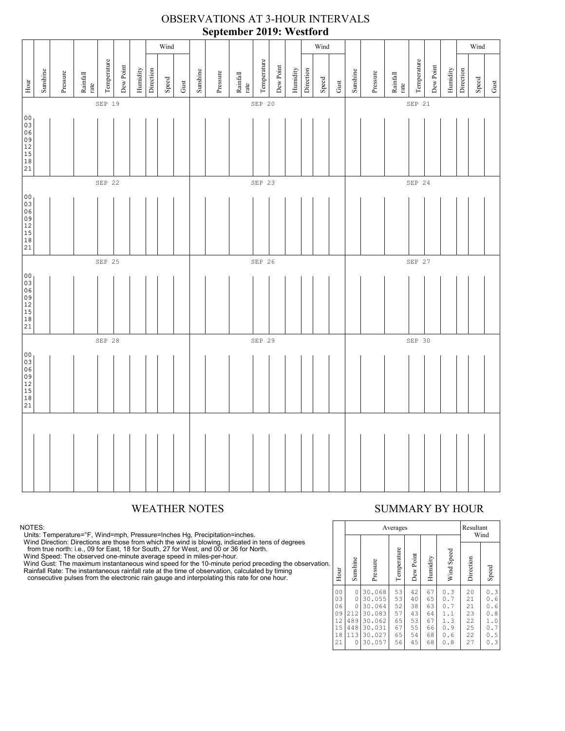# OBSERVATIONS AT 3-HOUR INTERVALS

## September 2019: Westford

| Hour | Sunshine | Pressure | Rainfall rate | Temperature | Dew Point | Humidity | Wind Direction | Wind Speed | Wind Gust | Sunshine | Pressure | Rainfall rate | Temperature | Dew Point | Humidity | Wind Direction | Wind Speed | Wind Gust | Sunshine | Pressure | Rainfall rate | Temperature | Dew Point | Humidity | Wind Direction | Wind Speed | Wind Gust |
|---|---|---|---|---|---|---|---|---|---|---|---|---|---|---|---|---|---|---|---|---|---|---|---|---|---|---|---|
| | | | | SEP 19 | | | | | | | | | SEP 20 | | | | | | | | | SEP 21 | | | | | |
| 00 03 06 09 12 15 18 21 | | | | | | | | | | | | | | | | | | | | | | | | | | | |
| | | | | SEP 22 | | | | | | | | | SEP 23 | | | | | | | | | SEP 24 | | | | | |
| 00 03 06 09 12 15 18 21 | | | | | | | | | | | | | | | | | | | | | | | | | | | |
| | | | | SEP 25 | | | | | | | | | SEP 26 | | | | | | | | | SEP 27 | | | | | |
| 00 03 06 09 12 15 18 21 | | | | | | | | | | | | | | | | | | | | | | | | | | | |
| | | | | SEP 28 | | | | | | | | | SEP 29 | | | | | | | | | SEP 30 | | | | | |
| 00 03 06 09 12 15 18 21 | | | | | | | | | | | | | | | | | | | | | | | | | | | |

## WEATHER NOTES

NOTES:
Units: Temperature=°F, Wind=mph, Pressure=Inches Hg, Precipitation=inches.
Wind Direction: Directions are those from which the wind is blowing, indicated in tens of degrees from true north: i.e., 09 for East, 18 for South, 27 for West, and 00 or 36 for North.
Wind Speed: The observed one-minute average speed in miles-per-hour.
Wind Gust: The maximum instantaneous wind speed for the 10-minute period preceding the observation.
Rainfall Rate: The instantaneous rainfall rate at the time of observation, calculated by timing consecutive pulses from the electronic rain gauge and interpolating this rate for one hour.

## SUMMARY BY HOUR

| Hour | Averages: Sunshine | Pressure | Temperature | Dew Point | Humidity | Wind Speed | Resultant Wind: Direction | Speed |
|---|---|---|---|---|---|---|---|---|
| 00 | 0 | 30.068 | 53 | 42 | 67 | 0.3 | 20 | 0.3 |
| 03 | 0 | 30.055 | 53 | 40 | 65 | 0.7 | 21 | 0.6 |
| 06 | 0 | 30.064 | 52 | 38 | 63 | 0.7 | 21 | 0.6 |
| 09 | 212 | 30.083 | 57 | 43 | 64 | 1.1 | 23 | 0.8 |
| 12 | 489 | 30.062 | 65 | 53 | 67 | 1.3 | 22 | 1.0 |
| 15 | 448 | 30.031 | 67 | 55 | 66 | 0.9 | 25 | 0.7 |
| 18 | 113 | 30.027 | 65 | 54 | 68 | 0.6 | 22 | 0.5 |
| 21 | 0 | 30.057 | 56 | 45 | 68 | 0.8 | 27 | 0.3 |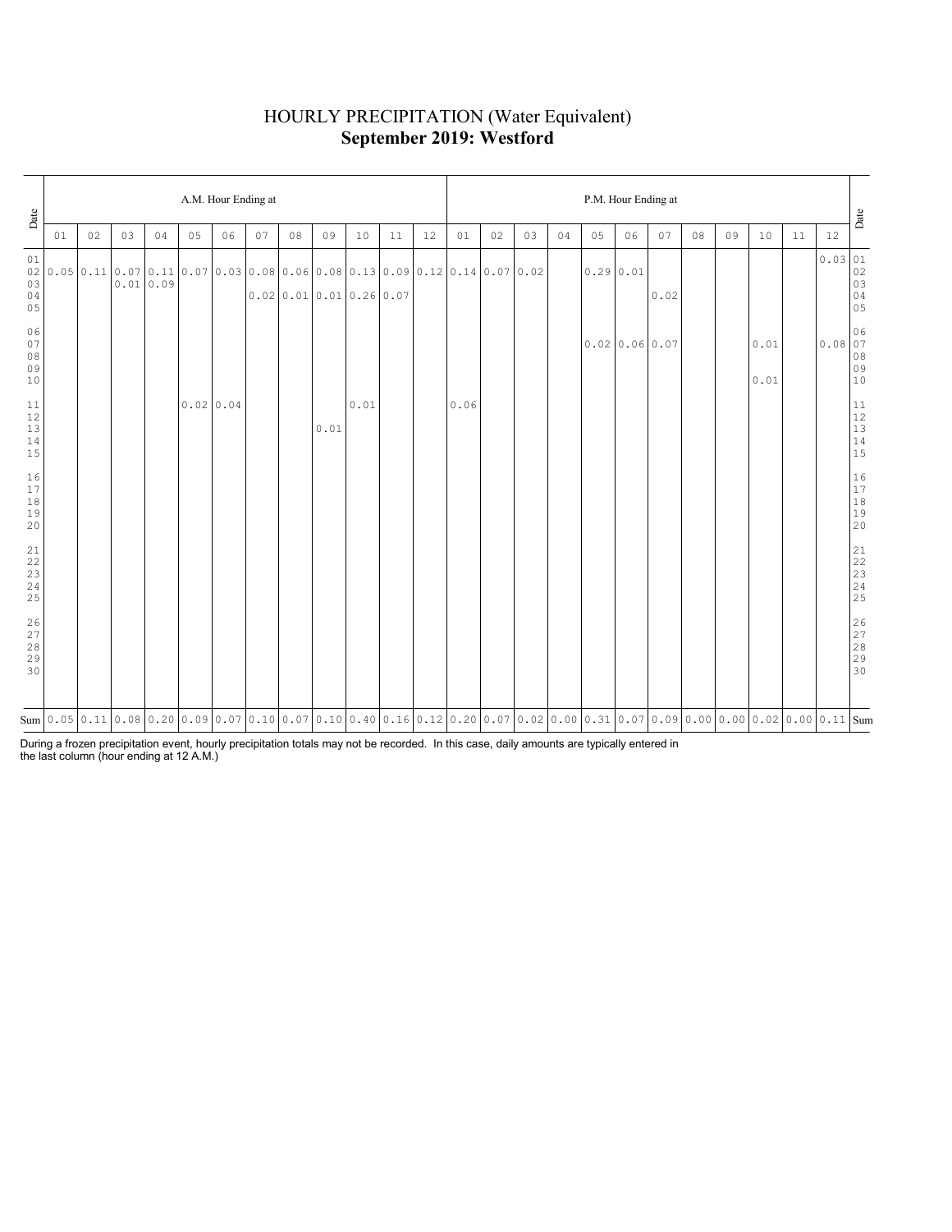# HOURLY PRECIPITATION (Water Equivalent)
## **September 2019: Westford**

| Date | A.M. Hour Ending at | | | | | | | | | | | | P.M. Hour Ending at | | | | | | | | | | | | Date |
|---|---|---|---|---|---|---|---|---|---|---|---|---|---|---|---|---|---|---|---|---|---|---|---|---|---|
| | 01 | 02 | 03 | 04 | 05 | 06 | 07 | 08 | 09 | 10 | 11 | 12 | 01 | 02 | 03 | 04 | 05 | 06 | 07 | 08 | 09 | 10 | 11 | 12 | |
| 01 | | | | | | | | | | | | | | | | | | | | | | | | 0.03 | 01 |
| 02 | 0.05 | 0.11 | 0.07 | 0.11 | 0.07 | 0.03 | 0.08 | 0.06 | 0.08 | 0.13 | 0.09 | 0.12 | 0.14 | 0.07 | 0.02 | | 0.29 | 0.01 | | | | | | | 02 |
| 03 | | | 0.01 | 0.09 | | | | | | | | | | | | | | | | | | | | | 03 |
| 04 | | | | | | | 0.02 | 0.01 | 0.01 | 0.26 | 0.07 | | | | | | | | 0.02 | | | | | | 04 |
| 05 | | | | | | | | | | | | | | | | | | | | | | | | | 05 |
| 06 | | | | | | | | | | | | | | | | | | | | | | | | | 06 |
| 07 | | | | | | | | | | | | | | | | | 0.02 | 0.06 | 0.07 | | | 0.01 | | 0.08 | 07 |
| 08 | | | | | | | | | | | | | | | | | | | | | | | | | 08 |
| 09 | | | | | | | | | | | | | | | | | | | | | | | | | 09 |
| 10 | | | | | | | | | | | | | | | | | | | | | | 0.01 | | | 10 |
| 11 | | | | | 0.02 | 0.04 | | | | 0.01 | | | 0.06 | | | | | | | | | | | | 11 |
| 12 | | | | | | | | | | | | | | | | | | | | | | | | | 12 |
| 13 | | | | | | | | | 0.01 | | | | | | | | | | | | | | | | 13 |
| 14 | | | | | | | | | | | | | | | | | | | | | | | | | 14 |
| 15 | | | | | | | | | | | | | | | | | | | | | | | | | 15 |
| 16 | | | | | | | | | | | | | | | | | | | | | | | | | 16 |
| 17 | | | | | | | | | | | | | | | | | | | | | | | | | 17 |
| 18 | | | | | | | | | | | | | | | | | | | | | | | | | 18 |
| 19 | | | | | | | | | | | | | | | | | | | | | | | | | 19 |
| 20 | | | | | | | | | | | | | | | | | | | | | | | | | 20 |
| 21 | | | | | | | | | | | | | | | | | | | | | | | | | 21 |
| 22 | | | | | | | | | | | | | | | | | | | | | | | | | 22 |
| 23 | | | | | | | | | | | | | | | | | | | | | | | | | 23 |
| 24 | | | | | | | | | | | | | | | | | | | | | | | | | 24 |
| 25 | | | | | | | | | | | | | | | | | | | | | | | | | 25 |
| 26 | | | | | | | | | | | | | | | | | | | | | | | | | 26 |
| 27 | | | | | | | | | | | | | | | | | | | | | | | | | 27 |
| 28 | | | | | | | | | | | | | | | | | | | | | | | | | 28 |
| 29 | | | | | | | | | | | | | | | | | | | | | | | | | 29 |
| 30 | | | | | | | | | | | | | | | | | | | | | | | | | 30 |
| Sum | 0.05 | 0.11 | 0.08 | 0.20 | 0.09 | 0.07 | 0.10 | 0.07 | 0.10 | 0.40 | 0.16 | 0.12 | 0.20 | 0.07 | 0.02 | 0.00 | 0.31 | 0.07 | 0.09 | 0.00 | 0.00 | 0.02 | 0.00 | 0.11 | Sum |

During a frozen precipitation event, hourly precipitation totals may not be recorded. In this case, daily amounts are typically entered in the last column (hour ending at 12 A.M.)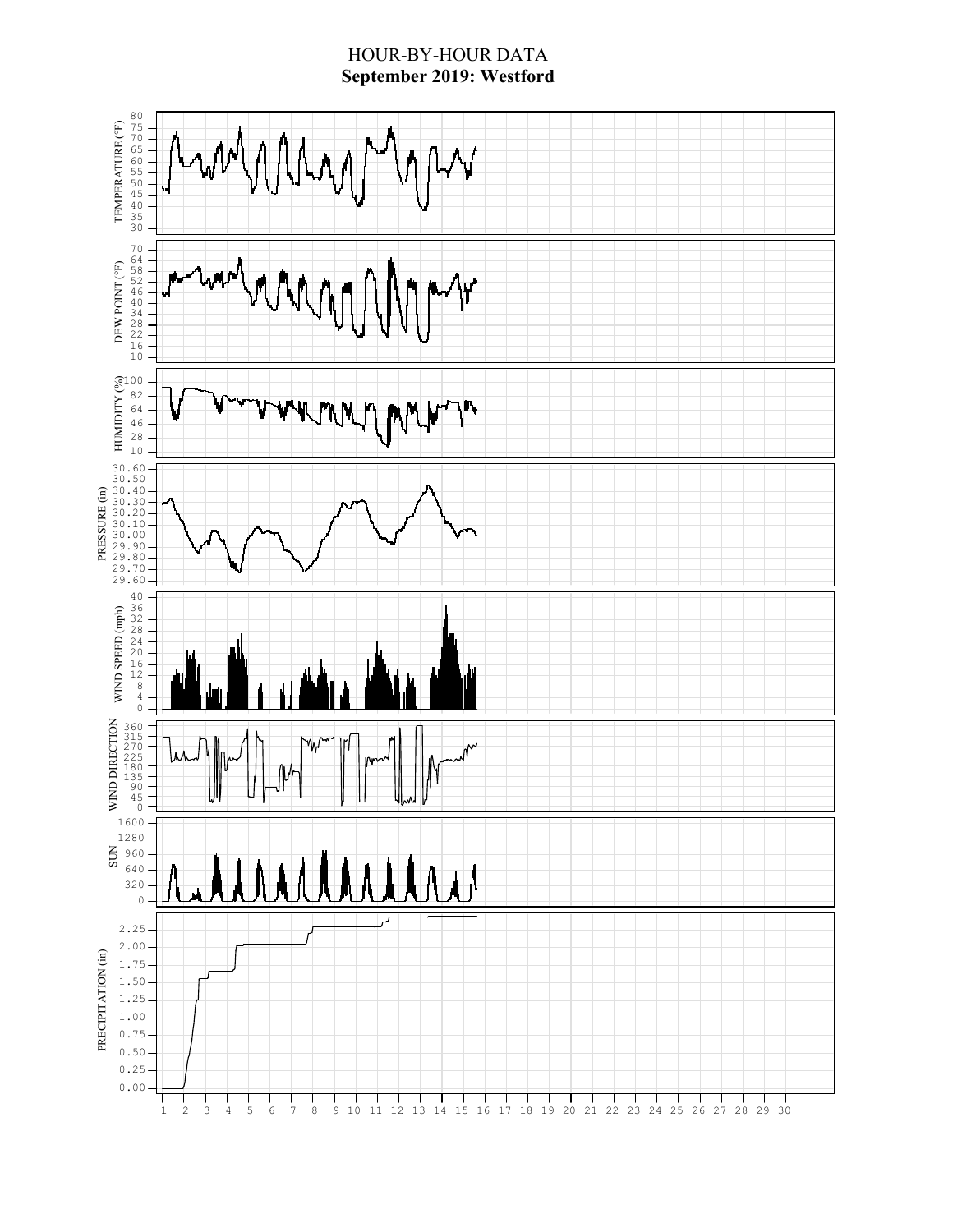# HOUR-BY-HOUR DATA

## September 2019: Westford

TEMPERATURE (°F)

DEW POINT (°F)

HUMIDITY (%)

PRESSURE (in)

WIND SPEED (mph)

WIND DIRECTION

SUN

PRECIPITATION (in)

1 2 3 4 5 6 7 8 9 10 11 12 13 14 15 16 17 18 19 20 21 22 23 24 25 26 27 28 29 30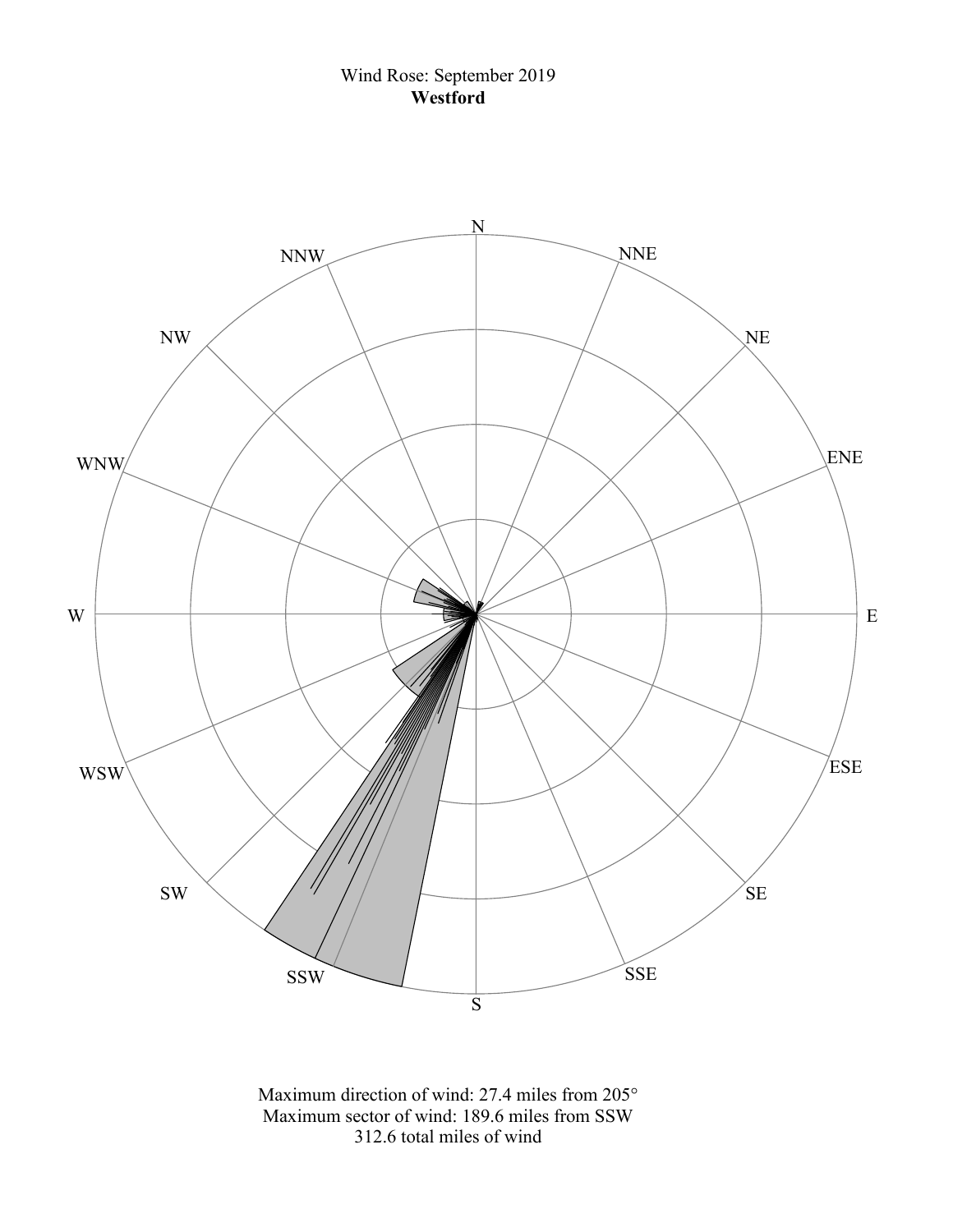Wind Rose: September 2019
**Westford**

N
NNE
NE
ENE
E
ESE
SE
SSE
S
SSW
SW
WSW
W
WNW
NW
NNW

Maximum direction of wind: 27.4 miles from 205°
Maximum sector of wind: 189.6 miles from SSW
312.6 total miles of wind